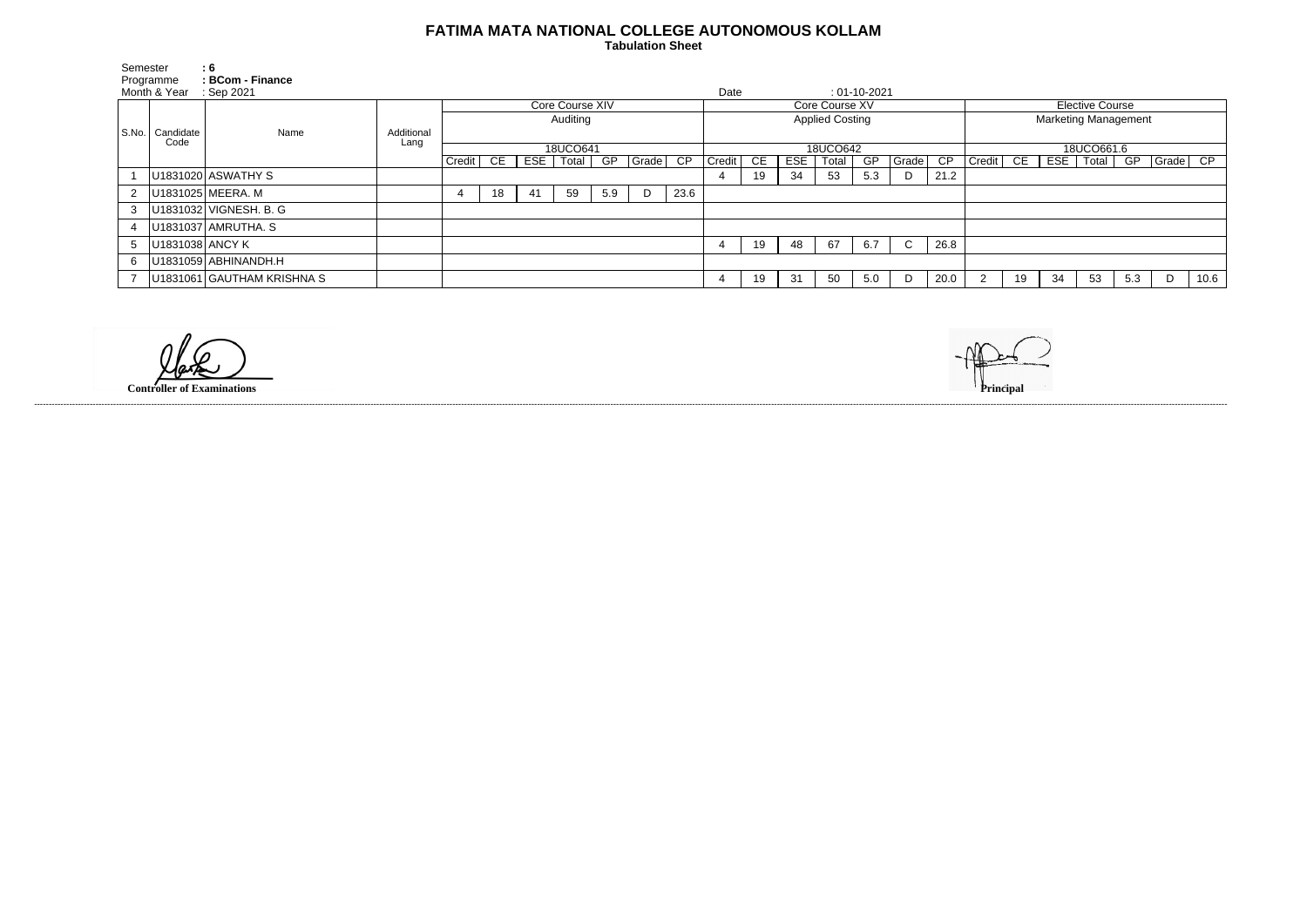# FATIMA MATA NATIONAL COLLEGE AUTONOMOUS KOLLAM

**Tabulation Sheet**

Semester : 6
Programme : **BCom - Finance**
Month & Year : Sep 2021

Date : 01-10-2021

| S.No. | Candidate Code | Name | Additional Lang | Core Course XIV | | | | | | | Core Course XV | | | | | | | Elective Course | | | | | | |
|---|---|---|---|---|---|---|---|---|---|---|---|---|---|---|---|---|---|---|---|---|---|---|---|---|
| | | | | Auditing | | | | | | | Applied Costing | | | | | | | Marketing Management | | | | | | |
| | | | | 18UCO641 | | | | | | | 18UCO642 | | | | | | | 18UCO661.6 | | | | | | |
| | | | | Credit | CE | ESE | Total | GP | Grade | CP | Credit | CE | ESE | Total | GP | Grade | CP | Credit | CE | ESE | Total | GP | Grade | CP |
| 1 | U1831020 | ASWATHY S | | | | | | | | | 4 | 19 | 34 | 53 | 5.3 | D | 21.2 | | | | | | | |
| 2 | U1831025 | MEERA. M | | 4 | 18 | 41 | 59 | 5.9 | D | 23.6 | | | | | | | | | | | | | | |
| 3 | U1831032 | VIGNESH. B. G | | | | | | | | | | | | | | | | | | | | | | |
| 4 | U1831037 | AMRUTHA. S | | | | | | | | | | | | | | | | | | | | | | |
| 5 | U1831038 | ANCY K | | | | | | | | | 4 | 19 | 48 | 67 | 6.7 | C | 26.8 | | | | | | | |
| 6 | U1831059 | ABHINANDH.H | | | | | | | | | | | | | | | | | | | | | | |
| 7 | U1831061 | GAUTHAM KRISHNA S | | | | | | | | | 4 | 19 | 31 | 50 | 5.0 | D | 20.0 | 2 | 19 | 34 | 53 | 5.3 | D | 10.6 |

**Controller of Examinations**

**Principal**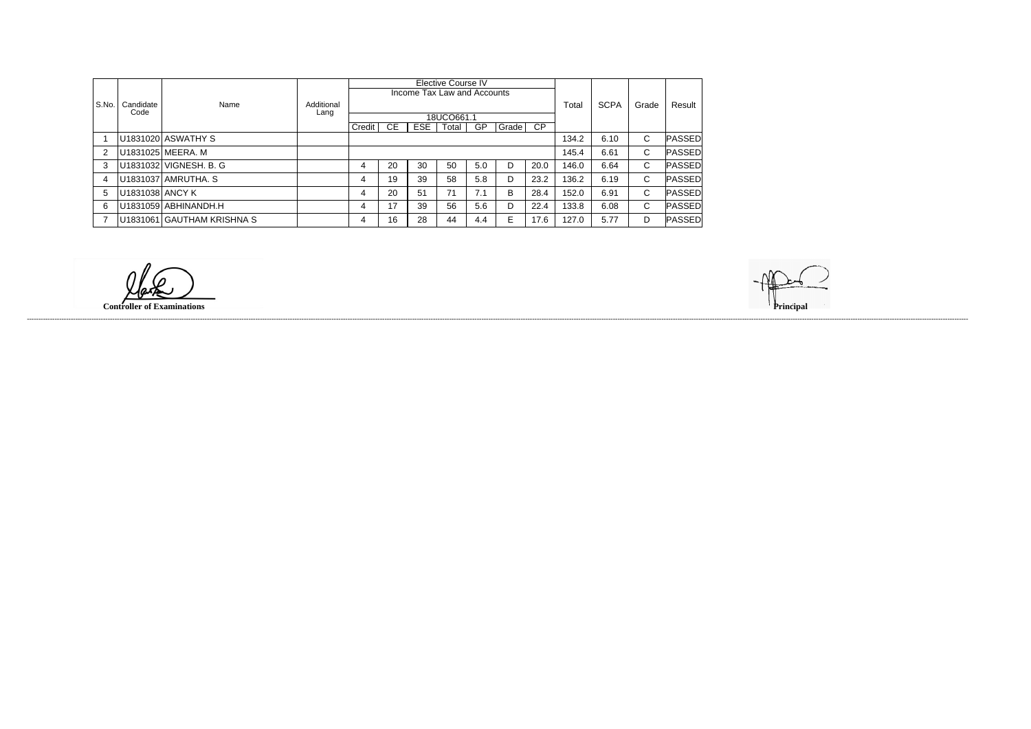| S.No. | Candidate Code | Name | Additional Lang | Elective Course IV Income Tax Law and Accounts 18UCO661.1 | | | | | | | Total | SCPA | Grade | Result |
|---|---|---|---|---|---|---|---|---|---|---|---|---|---|---|
| | | | | Credit | CE | ESE | Total | GP | Grade | CP | | | | |
| 1 | U1831020 | ASWATHY S | | | | | | | | | 134.2 | 6.10 | C | PASSED |
| 2 | U1831025 | MEERA. M | | | | | | | | | 145.4 | 6.61 | C | PASSED |
| 3 | U1831032 | VIGNESH. B. G | | 4 | 20 | 30 | 50 | 5.0 | D | 20.0 | 146.0 | 6.64 | C | PASSED |
| 4 | U1831037 | AMRUTHA. S | | 4 | 19 | 39 | 58 | 5.8 | D | 23.2 | 136.2 | 6.19 | C | PASSED |
| 5 | U1831038 | ANCY K | | 4 | 20 | 51 | 71 | 7.1 | B | 28.4 | 152.0 | 6.91 | C | PASSED |
| 6 | U1831059 | ABHINANDH.H | | 4 | 17 | 39 | 56 | 5.6 | D | 22.4 | 133.8 | 6.08 | C | PASSED |
| 7 | U1831061 | GAUTHAM KRISHNA S | | 4 | 16 | 28 | 44 | 4.4 | E | 17.6 | 127.0 | 5.77 | D | PASSED |

**Controller of Examinations**

**Principal**